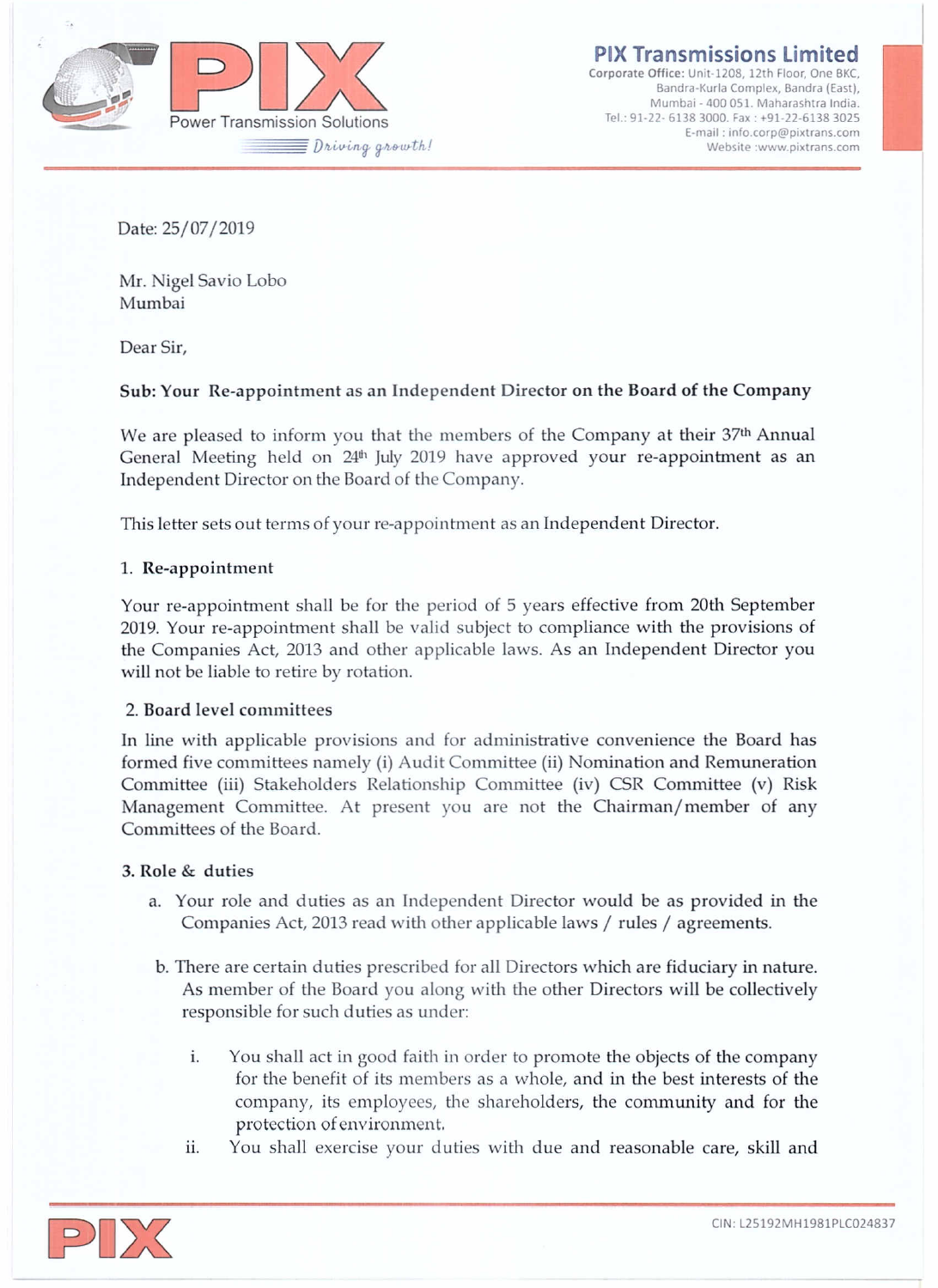**PIX Transmissions Limited**
Corporate Office: Unit-1208, 12th Floor, One BKC,
Bandra-Kurla Complex, Bandra (East),
Mumbai - 400 051. Maharashtra India.
Tel.: 91-22- 6138 3000. Fax : +91-22-6138 3025
E-mail : info.corp@pixtrans.com
Website :www.pixtrans.com

PIX Power Transmission Solutions — *Driving growth!*

Date: 25/07/2019

Mr. Nigel Savio Lobo
Mumbai

Dear Sir,

**Sub: Your Re-appointment as an Independent Director on the Board of the Company**

We are pleased to inform you that the members of the Company at their 37th Annual General Meeting held on 24th July 2019 have approved your re-appointment as an Independent Director on the Board of the Company.

This letter sets out terms of your re-appointment as an Independent Director.

1. **Re-appointment**

Your re-appointment shall be for the period of 5 years effective from 20th September 2019. Your re-appointment shall be valid subject to compliance with the provisions of the Companies Act, 2013 and other applicable laws. As an Independent Director you will not be liable to retire by rotation.

2. **Board level committees**

In line with applicable provisions and for administrative convenience the Board has formed five committees namely (i) Audit Committee (ii) Nomination and Remuneration Committee (iii) Stakeholders Relationship Committee (iv) CSR Committee (v) Risk Management Committee. At present you are not the Chairman/member of any Committees of the Board.

3. **Role & duties**

a. Your role and duties as an Independent Director would be as provided in the Companies Act, 2013 read with other applicable laws / rules / agreements.

b. There are certain duties prescribed for all Directors which are fiduciary in nature. As member of the Board you along with the other Directors will be collectively responsible for such duties as under:

i. You shall act in good faith in order to promote the objects of the company for the benefit of its members as a whole, and in the best interests of the company, its employees, the shareholders, the community and for the protection of environment.

ii. You shall exercise your duties with due and reasonable care, skill and

CIN: L25192MH1981PLC024837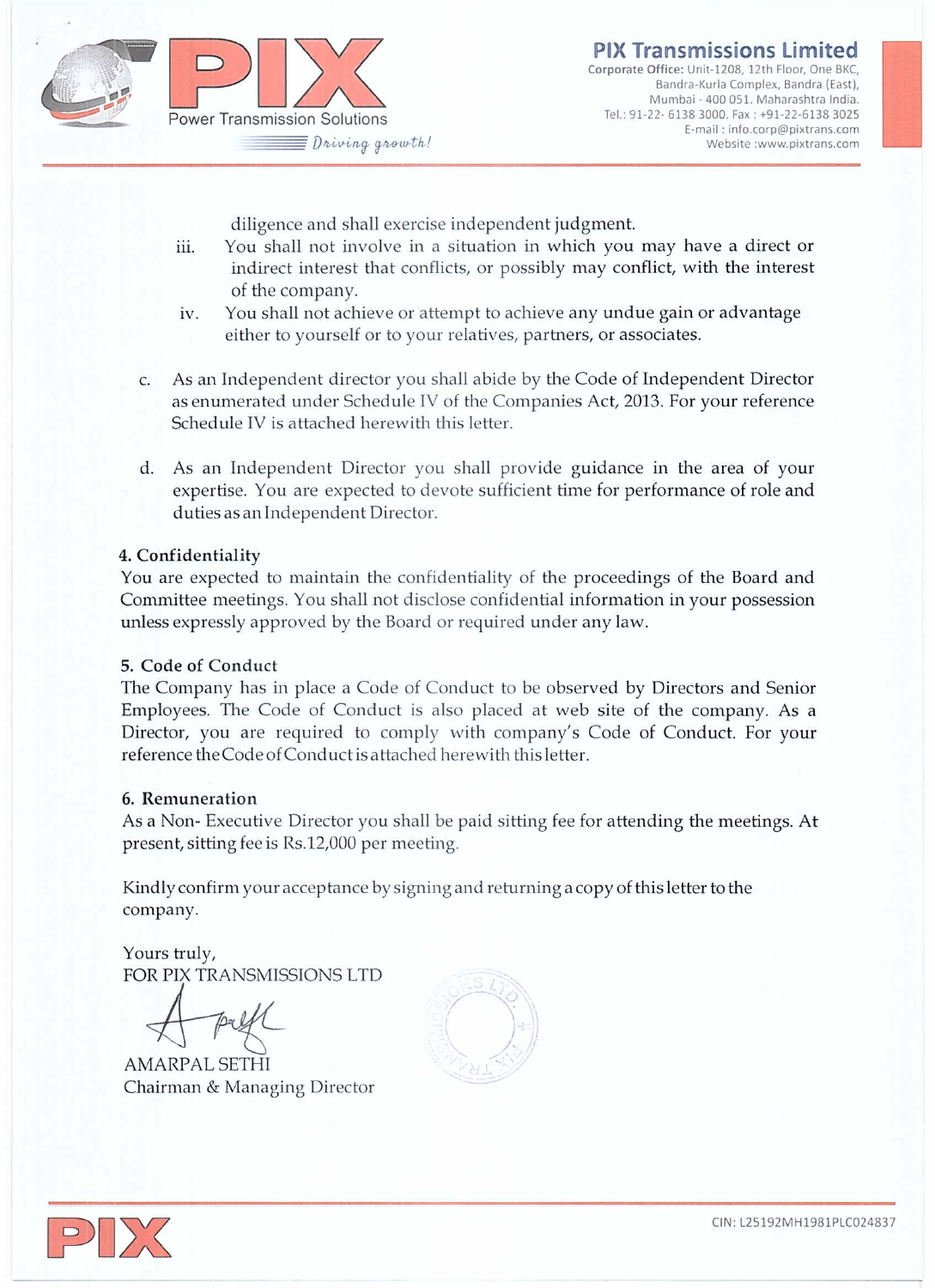diligence and shall exercise independent judgment.

iii. You shall not involve in a situation in which you may have a direct or indirect interest that conflicts, or possibly may conflict, with the interest of the company.

iv. You shall not achieve or attempt to achieve any undue gain or advantage either to yourself or to your relatives, partners, or associates.

c. As an Independent director you shall abide by the Code of Independent Director as enumerated under Schedule IV of the Companies Act, 2013. For your reference Schedule IV is attached herewith this letter.

d. As an Independent Director you shall provide guidance in the area of your expertise. You are expected to devote sufficient time for performance of role and duties as an Independent Director.

**4. Confidentiality**

You are expected to maintain the confidentiality of the proceedings of the Board and Committee meetings. You shall not disclose confidential information in your possession unless expressly approved by the Board or required under any law.

**5. Code of Conduct**

The Company has in place a Code of Conduct to be observed by Directors and Senior Employees. The Code of Conduct is also placed at web site of the company. As a Director, you are required to comply with company's Code of Conduct. For your reference the Code of Conduct is attached herewith this letter.

**6. Remuneration**

As a Non- Executive Director you shall be paid sitting fee for attending the meetings. At present, sitting fee is Rs.12,000 per meeting.

Kindly confirm your acceptance by signing and returning a copy of this letter to the company.

Yours truly,
FOR PIX TRANSMISSIONS LTD

AMARPAL SETHI
Chairman & Managing Director